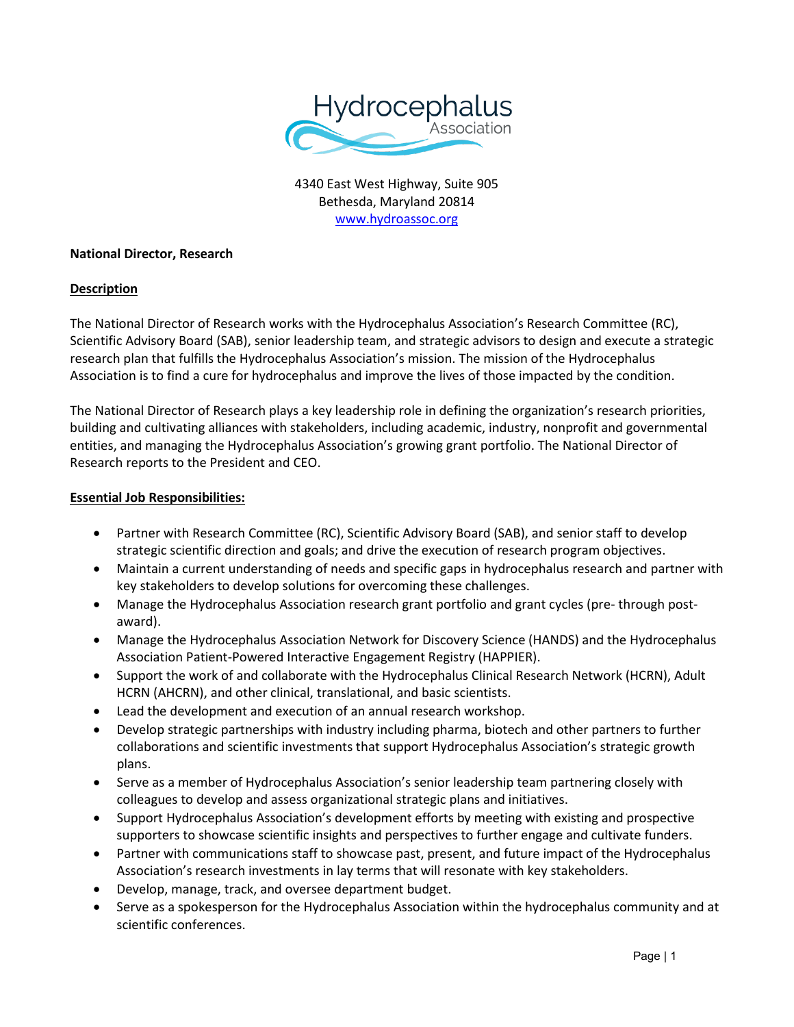Hydrocephalus Association

4340 East West Highway, Suite 905
Bethesda, Maryland 20814
www.hydroassoc.org

**National Director, Research**

## Description

The National Director of Research works with the Hydrocephalus Association's Research Committee (RC), Scientific Advisory Board (SAB), senior leadership team, and strategic advisors to design and execute a strategic research plan that fulfills the Hydrocephalus Association's mission. The mission of the Hydrocephalus Association is to find a cure for hydrocephalus and improve the lives of those impacted by the condition.

The National Director of Research plays a key leadership role in defining the organization's research priorities, building and cultivating alliances with stakeholders, including academic, industry, nonprofit and governmental entities, and managing the Hydrocephalus Association's growing grant portfolio. The National Director of Research reports to the President and CEO.

## Essential Job Responsibilities:

- Partner with Research Committee (RC), Scientific Advisory Board (SAB), and senior staff to develop strategic scientific direction and goals; and drive the execution of research program objectives.
- Maintain a current understanding of needs and specific gaps in hydrocephalus research and partner with key stakeholders to develop solutions for overcoming these challenges.
- Manage the Hydrocephalus Association research grant portfolio and grant cycles (pre- through post-award).
- Manage the Hydrocephalus Association Network for Discovery Science (HANDS) and the Hydrocephalus Association Patient-Powered Interactive Engagement Registry (HAPPIER).
- Support the work of and collaborate with the Hydrocephalus Clinical Research Network (HCRN), Adult HCRN (AHCRN), and other clinical, translational, and basic scientists.
- Lead the development and execution of an annual research workshop.
- Develop strategic partnerships with industry including pharma, biotech and other partners to further collaborations and scientific investments that support Hydrocephalus Association's strategic growth plans.
- Serve as a member of Hydrocephalus Association's senior leadership team partnering closely with colleagues to develop and assess organizational strategic plans and initiatives.
- Support Hydrocephalus Association's development efforts by meeting with existing and prospective supporters to showcase scientific insights and perspectives to further engage and cultivate funders.
- Partner with communications staff to showcase past, present, and future impact of the Hydrocephalus Association's research investments in lay terms that will resonate with key stakeholders.
- Develop, manage, track, and oversee department budget.
- Serve as a spokesperson for the Hydrocephalus Association within the hydrocephalus community and at scientific conferences.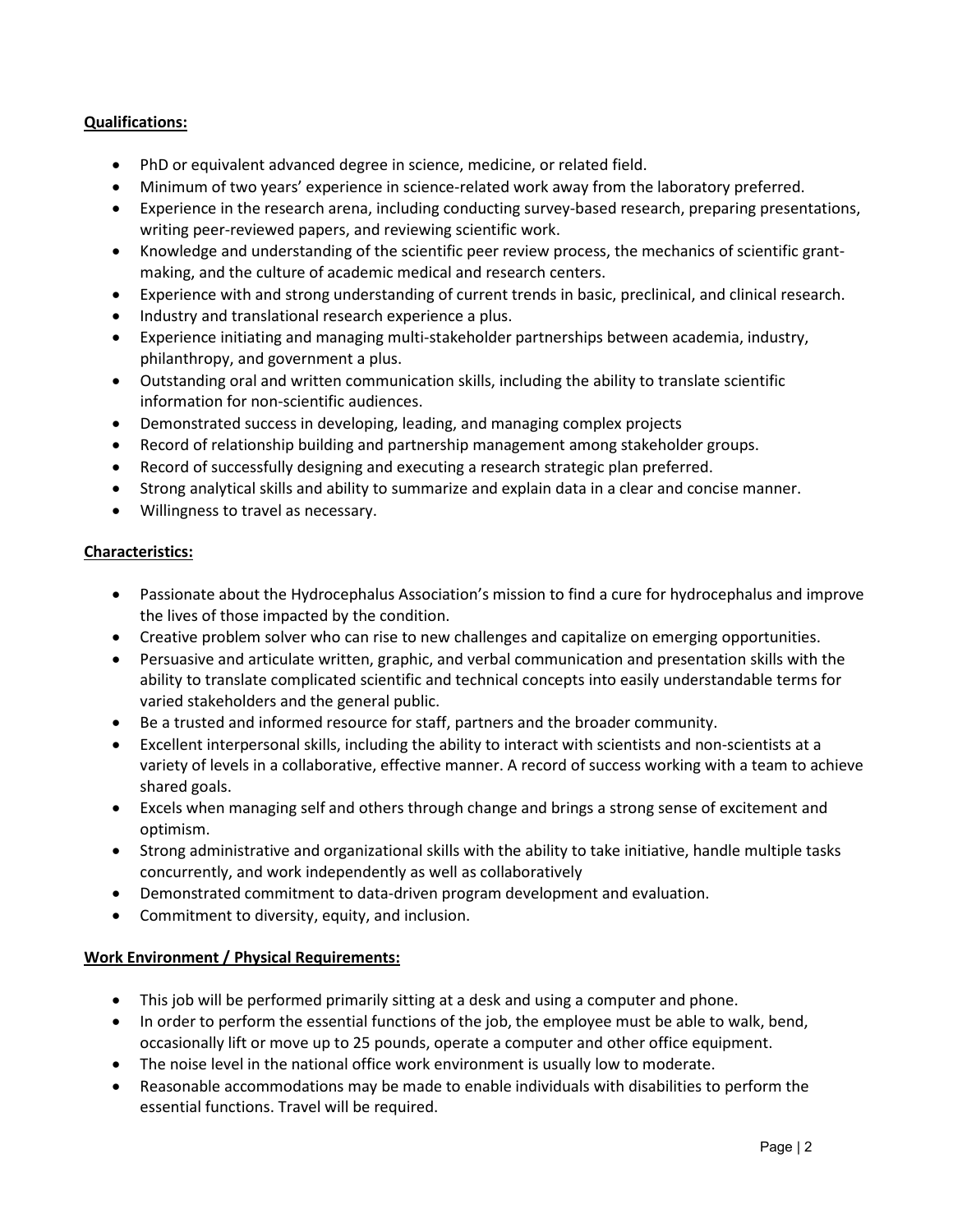**Qualifications:**

- PhD or equivalent advanced degree in science, medicine, or related field.
- Minimum of two years' experience in science-related work away from the laboratory preferred.
- Experience in the research arena, including conducting survey-based research, preparing presentations, writing peer-reviewed papers, and reviewing scientific work.
- Knowledge and understanding of the scientific peer review process, the mechanics of scientific grant-making, and the culture of academic medical and research centers.
- Experience with and strong understanding of current trends in basic, preclinical, and clinical research.
- Industry and translational research experience a plus.
- Experience initiating and managing multi-stakeholder partnerships between academia, industry, philanthropy, and government a plus.
- Outstanding oral and written communication skills, including the ability to translate scientific information for non-scientific audiences.
- Demonstrated success in developing, leading, and managing complex projects
- Record of relationship building and partnership management among stakeholder groups.
- Record of successfully designing and executing a research strategic plan preferred.
- Strong analytical skills and ability to summarize and explain data in a clear and concise manner.
- Willingness to travel as necessary.

**Characteristics:**

- Passionate about the Hydrocephalus Association's mission to find a cure for hydrocephalus and improve the lives of those impacted by the condition.
- Creative problem solver who can rise to new challenges and capitalize on emerging opportunities.
- Persuasive and articulate written, graphic, and verbal communication and presentation skills with the ability to translate complicated scientific and technical concepts into easily understandable terms for varied stakeholders and the general public.
- Be a trusted and informed resource for staff, partners and the broader community.
- Excellent interpersonal skills, including the ability to interact with scientists and non-scientists at a variety of levels in a collaborative, effective manner. A record of success working with a team to achieve shared goals.
- Excels when managing self and others through change and brings a strong sense of excitement and optimism.
- Strong administrative and organizational skills with the ability to take initiative, handle multiple tasks concurrently, and work independently as well as collaboratively
- Demonstrated commitment to data-driven program development and evaluation.
- Commitment to diversity, equity, and inclusion.

**Work Environment / Physical Requirements:**

- This job will be performed primarily sitting at a desk and using a computer and phone.
- In order to perform the essential functions of the job, the employee must be able to walk, bend, occasionally lift or move up to 25 pounds, operate a computer and other office equipment.
- The noise level in the national office work environment is usually low to moderate.
- Reasonable accommodations may be made to enable individuals with disabilities to perform the essential functions. Travel will be required.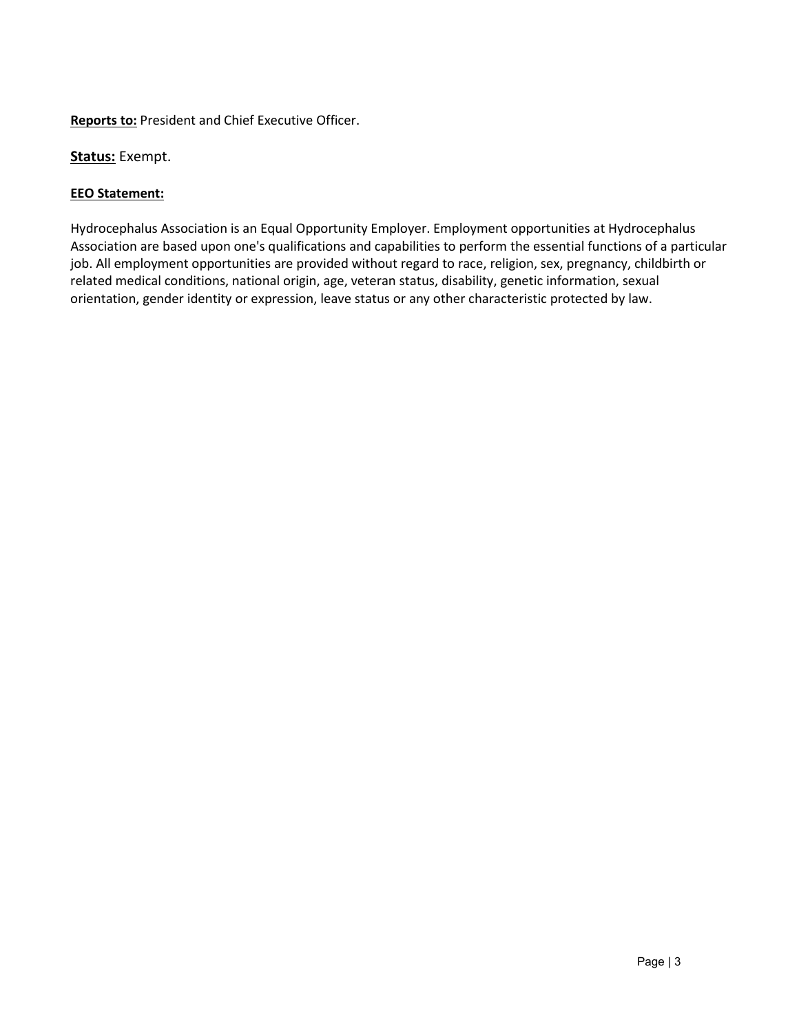**Reports to:** President and Chief Executive Officer.

**Status:** Exempt.

**EEO Statement:**

Hydrocephalus Association is an Equal Opportunity Employer. Employment opportunities at Hydrocephalus Association are based upon one's qualifications and capabilities to perform the essential functions of a particular job. All employment opportunities are provided without regard to race, religion, sex, pregnancy, childbirth or related medical conditions, national origin, age, veteran status, disability, genetic information, sexual orientation, gender identity or expression, leave status or any other characteristic protected by law.